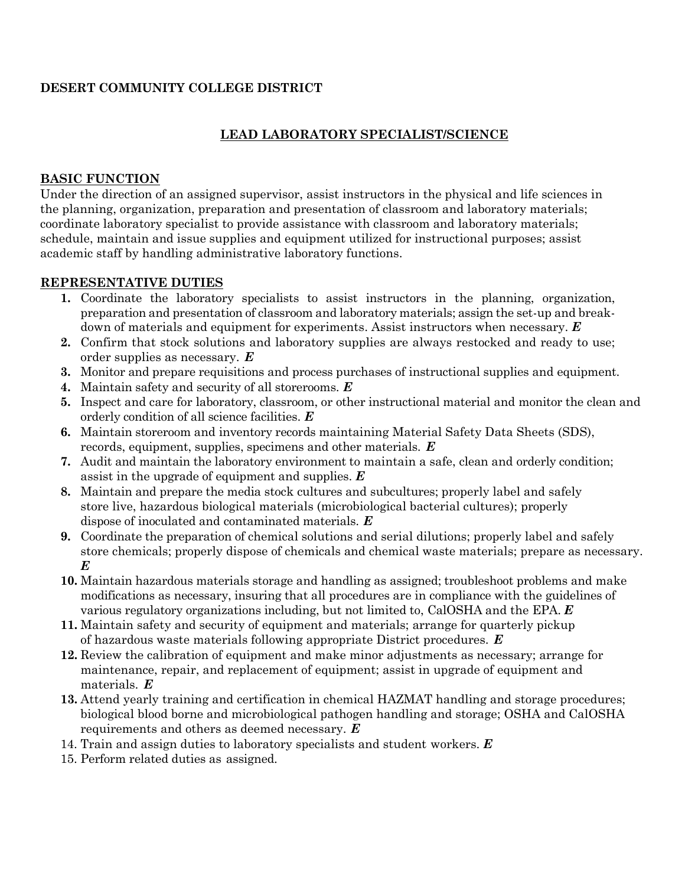**DESERT COMMUNITY COLLEGE DISTRICT**

# LEAD LABORATORY SPECIALIST/SCIENCE

## BASIC FUNCTION

Under the direction of an assigned supervisor, assist instructors in the physical and life sciences in the planning, organization, preparation and presentation of classroom and laboratory materials; coordinate laboratory specialist to provide assistance with classroom and laboratory materials; schedule, maintain and issue supplies and equipment utilized for instructional purposes; assist academic staff by handling administrative laboratory functions.

## REPRESENTATIVE DUTIES

1. Coordinate the laboratory specialists to assist instructors in the planning, organization, preparation and presentation of classroom and laboratory materials; assign the set-up and break-down of materials and equipment for experiments. Assist instructors when necessary. ***E***
2. Confirm that stock solutions and laboratory supplies are always restocked and ready to use; order supplies as necessary. ***E***
3. Monitor and prepare requisitions and process purchases of instructional supplies and equipment.
4. Maintain safety and security of all storerooms. ***E***
5. Inspect and care for laboratory, classroom, or other instructional material and monitor the clean and orderly condition of all science facilities. ***E***
6. Maintain storeroom and inventory records maintaining Material Safety Data Sheets (SDS), records, equipment, supplies, specimens and other materials. ***E***
7. Audit and maintain the laboratory environment to maintain a safe, clean and orderly condition; assist in the upgrade of equipment and supplies. ***E***
8. Maintain and prepare the media stock cultures and subcultures; properly label and safely store live, hazardous biological materials (microbiological bacterial cultures); properly dispose of inoculated and contaminated materials. ***E***
9. Coordinate the preparation of chemical solutions and serial dilutions; properly label and safely store chemicals; properly dispose of chemicals and chemical waste materials; prepare as necessary. ***E***
10. Maintain hazardous materials storage and handling as assigned; troubleshoot problems and make modifications as necessary, insuring that all procedures are in compliance with the guidelines of various regulatory organizations including, but not limited to, CalOSHA and the EPA. ***E***
11. Maintain safety and security of equipment and materials; arrange for quarterly pickup of hazardous waste materials following appropriate District procedures. ***E***
12. Review the calibration of equipment and make minor adjustments as necessary; arrange for maintenance, repair, and replacement of equipment; assist in upgrade of equipment and materials. ***E***
13. Attend yearly training and certification in chemical HAZMAT handling and storage procedures; biological blood borne and microbiological pathogen handling and storage; OSHA and CalOSHA requirements and others as deemed necessary. ***E***
14. Train and assign duties to laboratory specialists and student workers. ***E***
15. Perform related duties as assigned.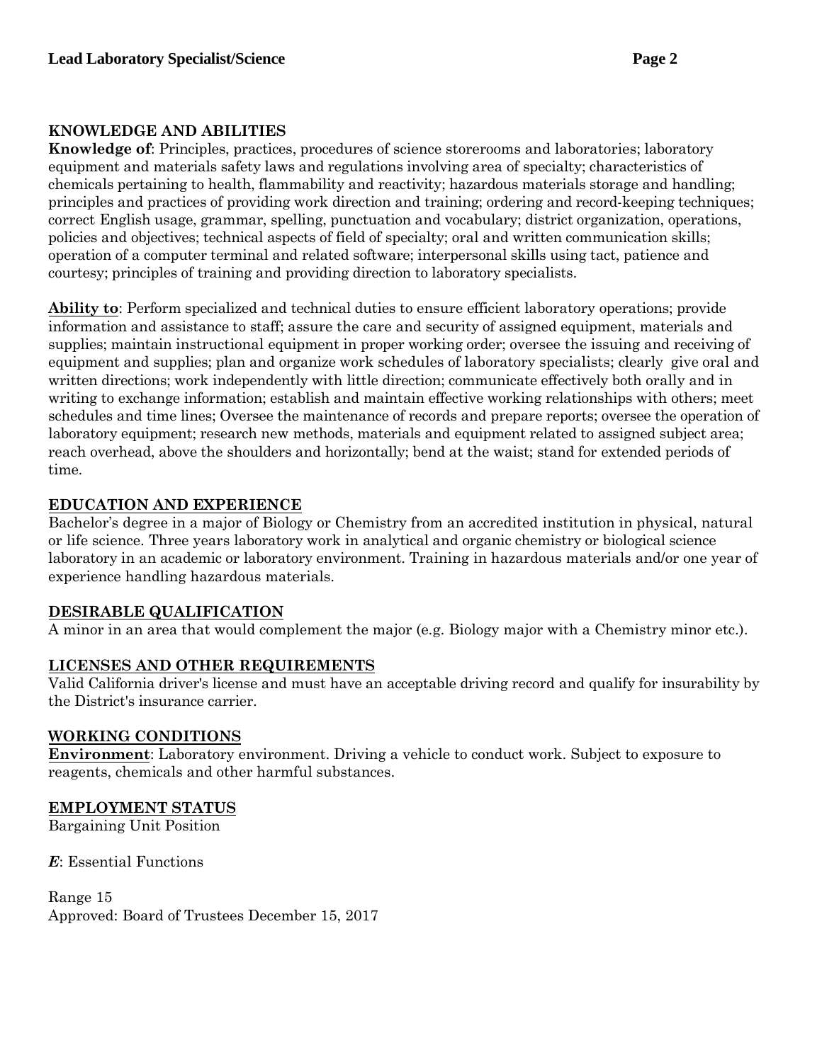## KNOWLEDGE AND ABILITIES

**Knowledge of**: Principles, practices, procedures of science storerooms and laboratories; laboratory equipment and materials safety laws and regulations involving area of specialty; characteristics of chemicals pertaining to health, flammability and reactivity; hazardous materials storage and handling; principles and practices of providing work direction and training; ordering and record-keeping techniques; correct English usage, grammar, spelling, punctuation and vocabulary; district organization, operations, policies and objectives; technical aspects of field of specialty; oral and written communication skills; operation of a computer terminal and related software; interpersonal skills using tact, patience and courtesy; principles of training and providing direction to laboratory specialists.

**Ability to**: Perform specialized and technical duties to ensure efficient laboratory operations; provide information and assistance to staff; assure the care and security of assigned equipment, materials and supplies; maintain instructional equipment in proper working order; oversee the issuing and receiving of equipment and supplies; plan and organize work schedules of laboratory specialists; clearly give oral and written directions; work independently with little direction; communicate effectively both orally and in writing to exchange information; establish and maintain effective working relationships with others; meet schedules and time lines; Oversee the maintenance of records and prepare reports; oversee the operation of laboratory equipment; research new methods, materials and equipment related to assigned subject area; reach overhead, above the shoulders and horizontally; bend at the waist; stand for extended periods of time.

## EDUCATION AND EXPERIENCE

Bachelor's degree in a major of Biology or Chemistry from an accredited institution in physical, natural or life science. Three years laboratory work in analytical and organic chemistry or biological science laboratory in an academic or laboratory environment. Training in hazardous materials and/or one year of experience handling hazardous materials.

## DESIRABLE QUALIFICATION

A minor in an area that would complement the major (e.g. Biology major with a Chemistry minor etc.).

## LICENSES AND OTHER REQUIREMENTS

Valid California driver's license and must have an acceptable driving record and qualify for insurability by the District's insurance carrier.

## WORKING CONDITIONS

**Environment**: Laboratory environment. Driving a vehicle to conduct work. Subject to exposure to reagents, chemicals and other harmful substances.

## EMPLOYMENT STATUS

Bargaining Unit Position

***E***: Essential Functions

Range 15
Approved: Board of Trustees December 15, 2017